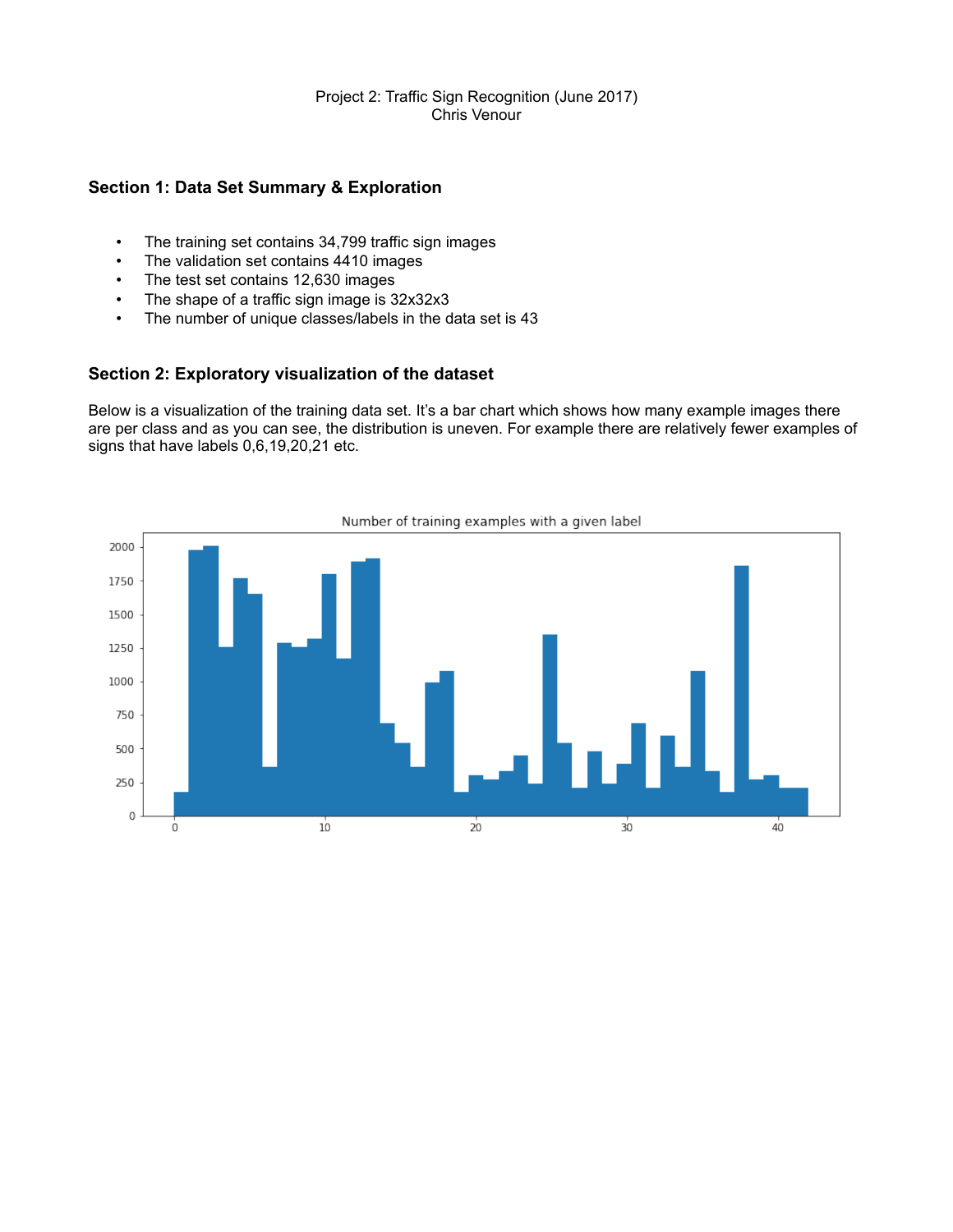Project 2: Traffic Sign Recognition (June 2017)
Chris Venour

### Section 1: Data Set Summary & Exploration

- The training set contains 34,799 traffic sign images
- The validation set contains 4410 images
- The test set contains 12,630 images
- The shape of a traffic sign image is 32x32x3
- The number of unique classes/labels in the data set is 43

### Section 2: Exploratory visualization of the dataset

Below is a visualization of the training data set. It's a bar chart which shows how many example images there are per class and as you can see, the distribution is uneven. For example there are relatively fewer examples of signs that have labels 0,6,19,20,21 etc.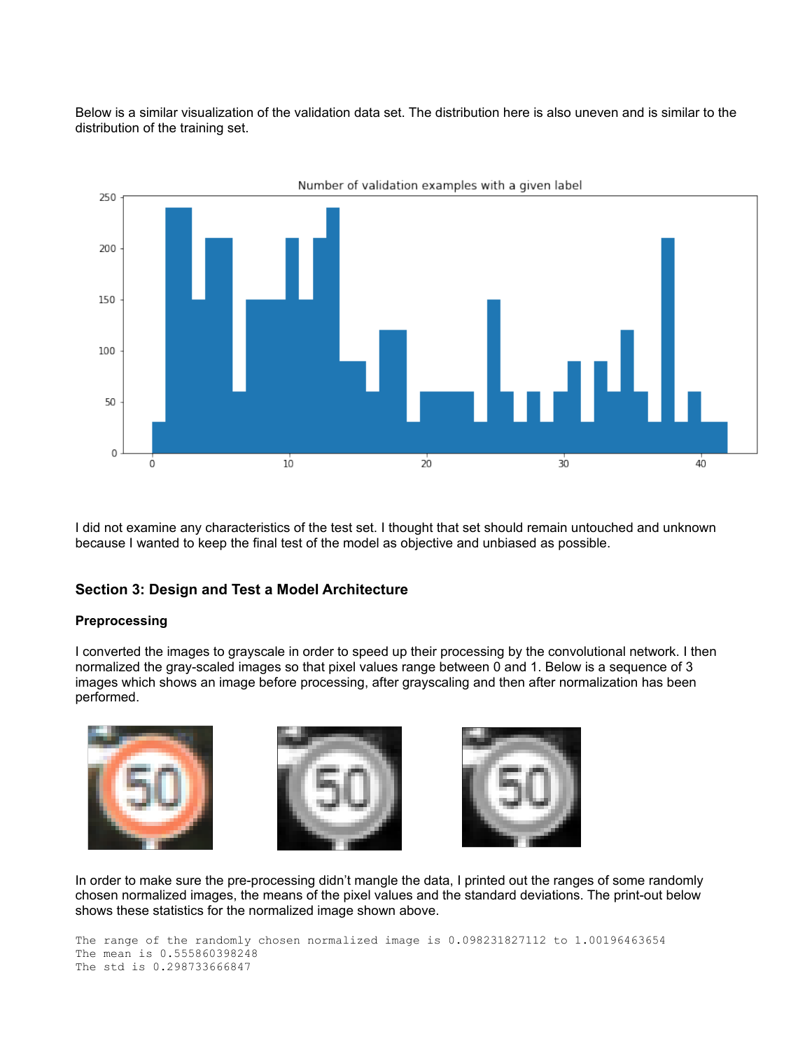Below is a similar visualization of the validation data set. The distribution here is also uneven and is similar to the distribution of the training set.

I did not examine any characteristics of the test set. I thought that set should remain untouched and unknown because I wanted to keep the final test of the model as objective and unbiased as possible.

## Section 3: Design and Test a Model Architecture

### Preprocessing

I converted the images to grayscale in order to speed up their processing by the convolutional network. I then normalized the gray-scaled images so that pixel values range between 0 and 1. Below is a sequence of 3 images which shows an image before processing, after grayscaling and then after normalization has been performed.

In order to make sure the pre-processing didn't mangle the data, I printed out the ranges of some randomly chosen normalized images, the means of the pixel values and the standard deviations. The print-out below shows these statistics for the normalized image shown above.

```
The range of the randomly chosen normalized image is 0.098231827112 to 1.00196463654
The mean is 0.555860398248
The std is 0.298733666847
```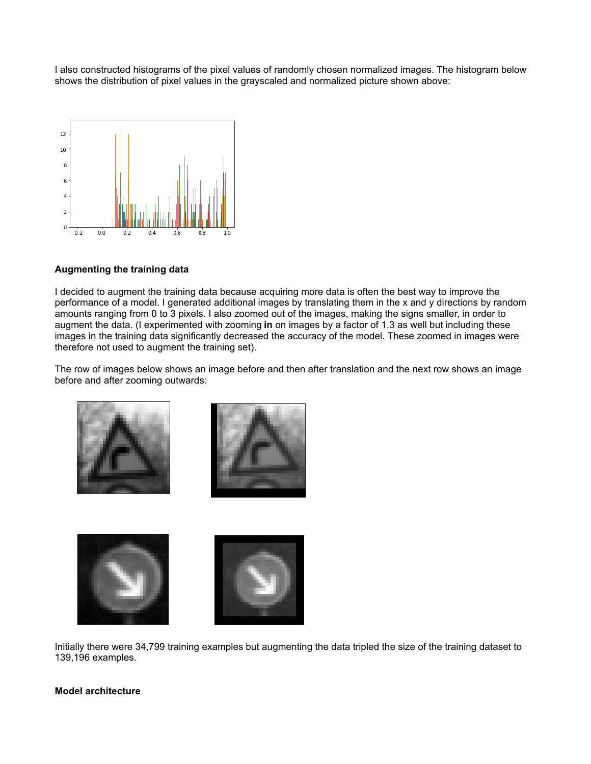I also constructed histograms of the pixel values of randomly chosen normalized images. The histogram below shows the distribution of pixel values in the grayscaled and normalized picture shown above:

**Augmenting the training data**

I decided to augment the training data because acquiring more data is often the best way to improve the performance of a model. I generated additional images by translating them in the x and y directions by random amounts ranging from 0 to 3 pixels. I also zoomed out of the images, making the signs smaller, in order to augment the data. (I experimented with zooming **in** on images by a factor of 1.3 as well but including these images in the training data significantly decreased the accuracy of the model. These zoomed in images were therefore not used to augment the training set).

The row of images below shows an image before and then after translation and the next row shows an image before and after zooming outwards:

Initially there were 34,799 training examples but augmenting the data tripled the size of the training dataset to 139,196 examples.

**Model architecture**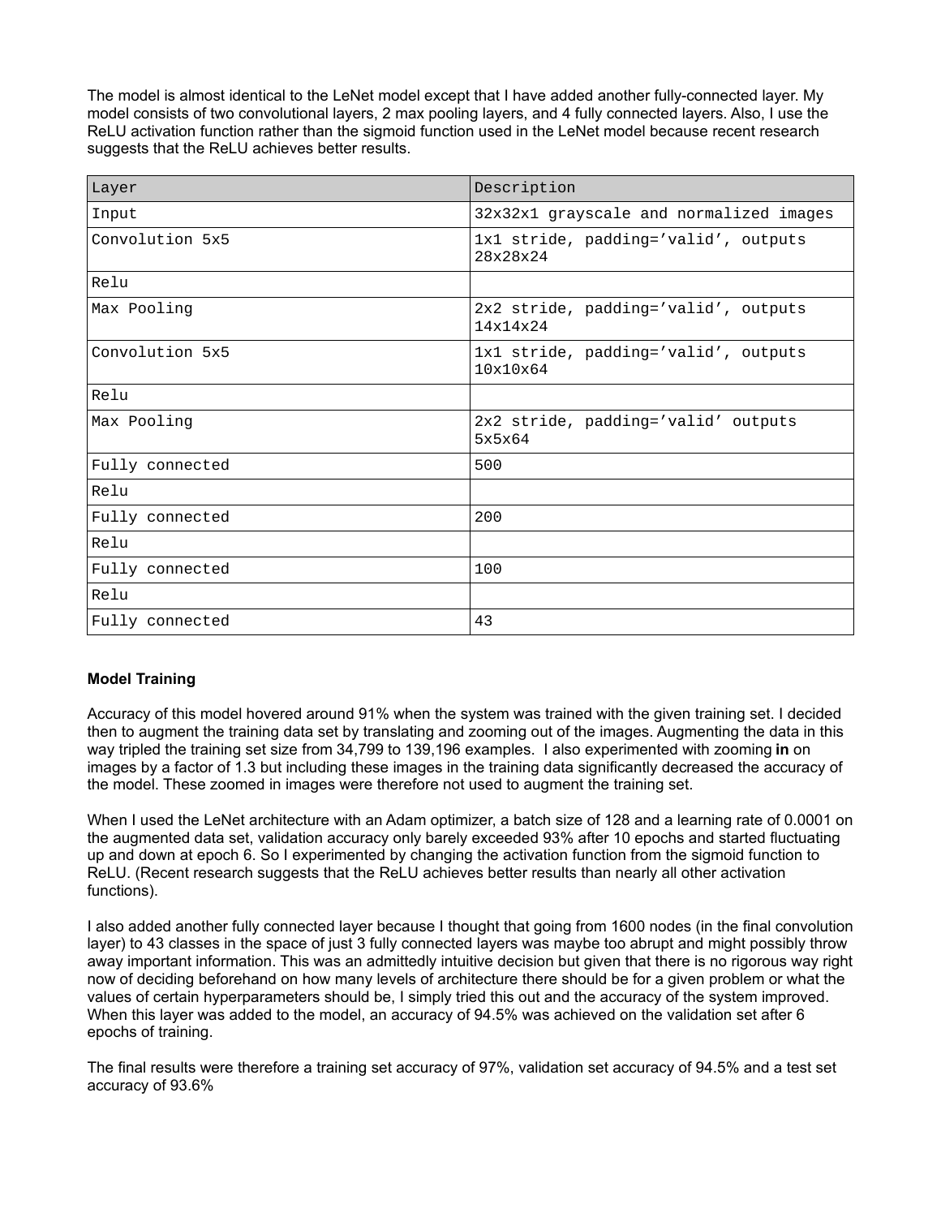The model is almost identical to the LeNet model except that I have added another fully-connected layer. My model consists of two convolutional layers, 2 max pooling layers, and 4 fully connected layers. Also, I use the ReLU activation function rather than the sigmoid function used in the LeNet model because recent research suggests that the ReLU achieves better results.

| Layer | Description |
|---|---|
| Input | 32x32x1 grayscale and normalized images |
| Convolution 5x5 | 1x1 stride, padding='valid', outputs 28x28x24 |
| Relu | |
| Max Pooling | 2x2 stride, padding='valid', outputs 14x14x24 |
| Convolution 5x5 | 1x1 stride, padding='valid', outputs 10x10x64 |
| Relu | |
| Max Pooling | 2x2 stride, padding='valid' outputs 5x5x64 |
| Fully connected | 500 |
| Relu | |
| Fully connected | 200 |
| Relu | |
| Fully connected | 100 |
| Relu | |
| Fully connected | 43 |

**Model Training**

Accuracy of this model hovered around 91% when the system was trained with the given training set. I decided then to augment the training data set by translating and zooming out of the images. Augmenting the data in this way tripled the training set size from 34,799 to 139,196 examples. I also experimented with zooming **in** on images by a factor of 1.3 but including these images in the training data significantly decreased the accuracy of the model. These zoomed in images were therefore not used to augment the training set.

When I used the LeNet architecture with an Adam optimizer, a batch size of 128 and a learning rate of 0.0001 on the augmented data set, validation accuracy only barely exceeded 93% after 10 epochs and started fluctuating up and down at epoch 6. So I experimented by changing the activation function from the sigmoid function to ReLU. (Recent research suggests that the ReLU achieves better results than nearly all other activation functions).

I also added another fully connected layer because I thought that going from 1600 nodes (in the final convolution layer) to 43 classes in the space of just 3 fully connected layers was maybe too abrupt and might possibly throw away important information. This was an admittedly intuitive decision but given that there is no rigorous way right now of deciding beforehand on how many levels of architecture there should be for a given problem or what the values of certain hyperparameters should be, I simply tried this out and the accuracy of the system improved. When this layer was added to the model, an accuracy of 94.5% was achieved on the validation set after 6 epochs of training.

The final results were therefore a training set accuracy of 97%, validation set accuracy of 94.5% and a test set accuracy of 93.6%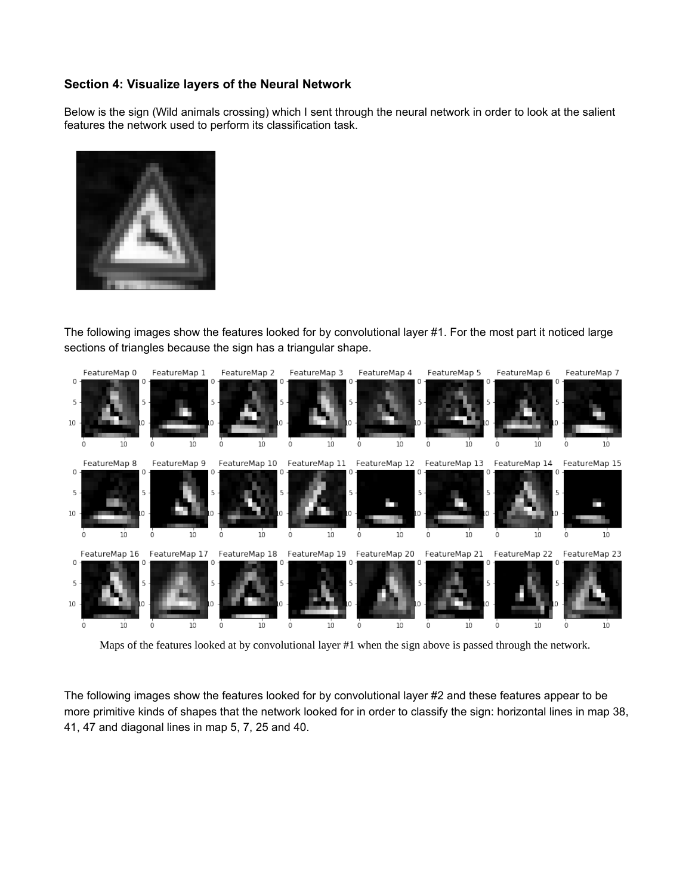### Section 4: Visualize layers of the Neural Network

Below is the sign (Wild animals crossing) which I sent through the neural network in order to look at the salient features the network used to perform its classification task.

The following images show the features looked for by convolutional layer #1. For the most part it noticed large sections of triangles because the sign has a triangular shape.

Maps of the features looked at by convolutional layer #1 when the sign above is passed through the network.

The following images show the features looked for by convolutional layer #2 and these features appear to be more primitive kinds of shapes that the network looked for in order to classify the sign: horizontal lines in map 38, 41, 47 and diagonal lines in map 5, 7, 25 and 40.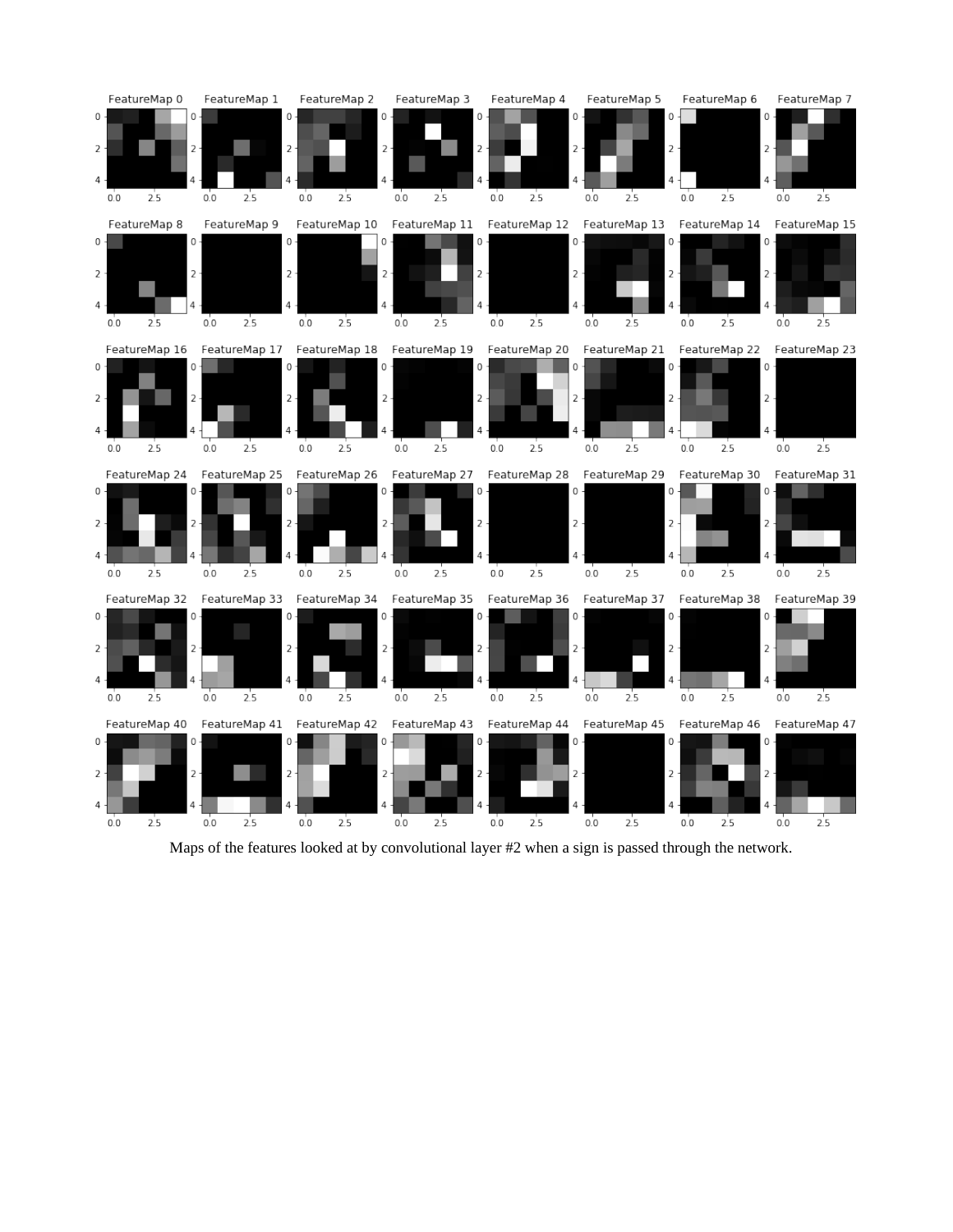FeatureMap 0
FeatureMap 1
FeatureMap 2
FeatureMap 3
FeatureMap 4
FeatureMap 5
FeatureMap 6
FeatureMap 7
FeatureMap 8
FeatureMap 9
FeatureMap 10
FeatureMap 11
FeatureMap 12
FeatureMap 13
FeatureMap 14
FeatureMap 15
FeatureMap 16
FeatureMap 17
FeatureMap 18
FeatureMap 19
FeatureMap 20
FeatureMap 21
FeatureMap 22
FeatureMap 23
FeatureMap 24
FeatureMap 25
FeatureMap 26
FeatureMap 27
FeatureMap 28
FeatureMap 29
FeatureMap 30
FeatureMap 31
FeatureMap 32
FeatureMap 33
FeatureMap 34
FeatureMap 35
FeatureMap 36
FeatureMap 37
FeatureMap 38
FeatureMap 39
FeatureMap 40
FeatureMap 41
FeatureMap 42
FeatureMap 43
FeatureMap 44
FeatureMap 45
FeatureMap 46
FeatureMap 47

Maps of the features looked at by convolutional layer #2 when a sign is passed through the network.